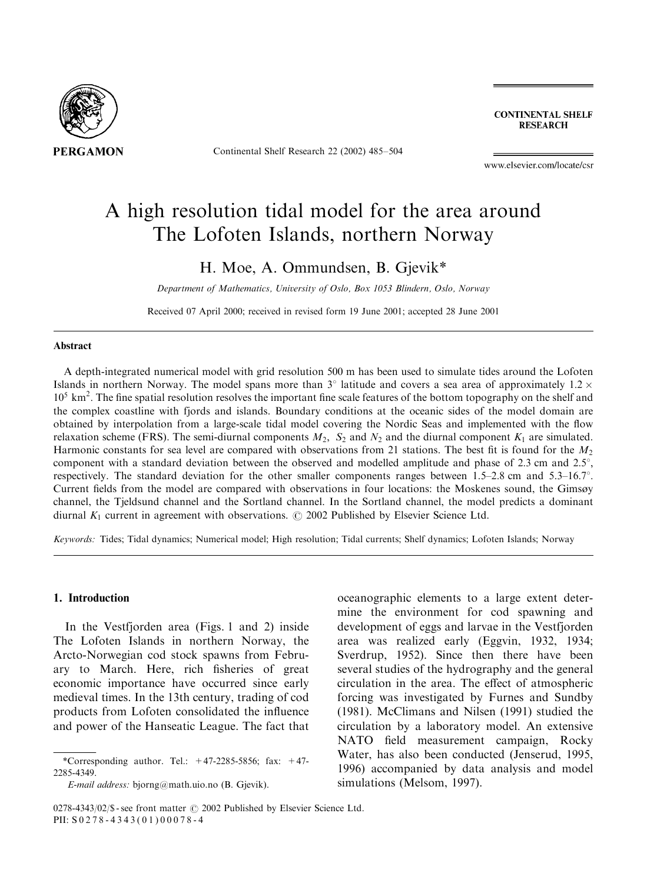# A high resolution tidal model for the area around The Lofoten Islands, northern Norway

H. Moe, A. Ommundsen, B. Gjevik*

*Department of Mathematics, University of Oslo, Box 1053 Blindern, Oslo, Norway*

Received 07 April 2000; received in revised form 19 June 2001; accepted 28 June 2001

## Abstract

A depth-integrated numerical model with grid resolution 500 m has been used to simulate tides around the Lofoten Islands in northern Norway. The model spans more than 3° latitude and covers a sea area of approximately $1.2 \times 10^5$ km$^2$. The fine spatial resolution resolves the important fine scale features of the bottom topography on the shelf and the complex coastline with fjords and islands. Boundary conditions at the oceanic sides of the model domain are obtained by interpolation from a large-scale tidal model covering the Nordic Seas and implemented with the flow relaxation scheme (FRS). The semi-diurnal components $M_2$, $S_2$ and $N_2$ and the diurnal component $K_1$ are simulated. Harmonic constants for sea level are compared with observations from 21 stations. The best fit is found for the $M_2$ component with a standard deviation between the observed and modelled amplitude and phase of 2.3 cm and 2.5°, respectively. The standard deviation for the other smaller components ranges between 1.5–2.8 cm and 5.3–16.7°. Current fields from the model are compared with observations in four locations: the Moskenes sound, the Gimsøy channel, the Tjeldsund channel and the Sortland channel. In the Sortland channel, the model predicts a dominant diurnal $K_1$ current in agreement with observations. © 2002 Published by Elsevier Science Ltd.

*Keywords:* Tides; Tidal dynamics; Numerical model; High resolution; Tidal currents; Shelf dynamics; Lofoten Islands; Norway

## 1. Introduction

In the Vestfjorden area (Figs. 1 and 2) inside The Lofoten Islands in northern Norway, the Arcto-Norwegian cod stock spawns from February to March. Here, rich fisheries of great economic importance have occurred since early medieval times. In the 13th century, trading of cod products from Lofoten consolidated the influence and power of the Hanseatic League. The fact that oceanographic elements to a large extent determine the environment for cod spawning and development of eggs and larvae in the Vestfjorden area was realized early (Eggvin, 1932, 1934; Sverdrup, 1952). Since then there have been several studies of the hydrography and the general circulation in the area. The effect of atmospheric forcing was investigated by Furnes and Sundby (1981). McClimans and Nilsen (1991) studied the circulation by a laboratory model. An extensive NATO field measurement campaign, Rocky Water, has also been conducted (Jenserud, 1995, 1996) accompanied by data analysis and model simulations (Melsom, 1997).

*Corresponding author. Tel.: +47-2285-5856; fax: +47-2285-4349.
*E-mail address:* bjorng@math.uio.no (B. Gjevik).

0278-4343/02/$ - see front matter © 2002 Published by Elsevier Science Ltd.
PII: S 0 2 7 8 - 4 3 4 3 ( 0 1 ) 0 0 0 7 8 - 4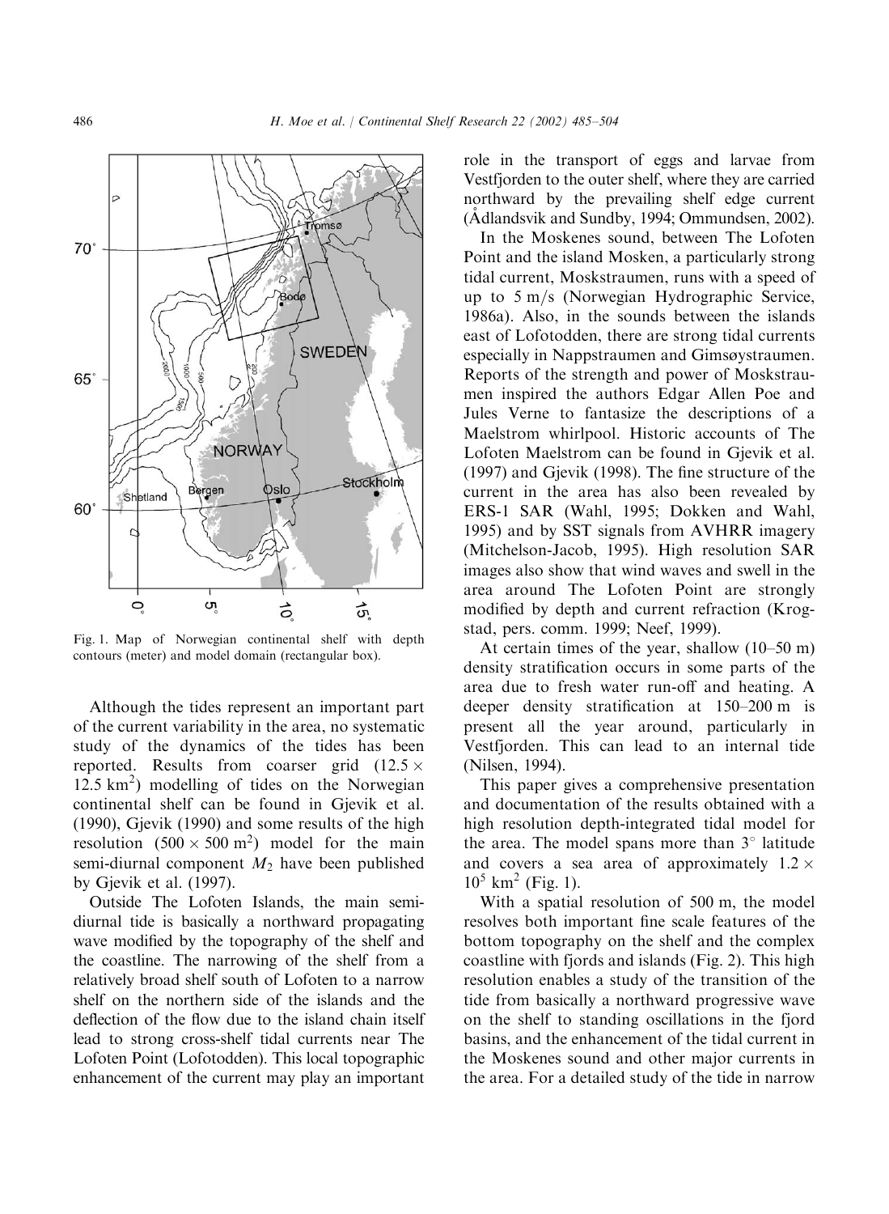Fig. 1. Map of Norwegian continental shelf with depth contours (meter) and model domain (rectangular box).

Although the tides represent an important part of the current variability in the area, no systematic study of the dynamics of the tides has been reported. Results from coarser grid ($12.5 \times 12.5\ \text{km}^2$) modelling of tides on the Norwegian continental shelf can be found in Gjevik et al. (1990), Gjevik (1990) and some results of the high resolution ($500 \times 500\ \text{m}^2$) model for the main semi-diurnal component $M_2$ have been published by Gjevik et al. (1997).

Outside The Lofoten Islands, the main semi-diurnal tide is basically a northward propagating wave modified by the topography of the shelf and the coastline. The narrowing of the shelf from a relatively broad shelf south of Lofoten to a narrow shelf on the northern side of the islands and the deflection of the flow due to the island chain itself lead to strong cross-shelf tidal currents near The Lofoten Point (Lofotodden). This local topographic enhancement of the current may play an important role in the transport of eggs and larvae from Vestfjorden to the outer shelf, where they are carried northward by the prevailing shelf edge current (Ådlandsvik and Sundby, 1994; Ommundsen, 2002).

In the Moskenes sound, between The Lofoten Point and the island Mosken, a particularly strong tidal current, Moskstraumen, runs with a speed of up to 5 m/s (Norwegian Hydrographic Service, 1986a). Also, in the sounds between the islands east of Lofotodden, there are strong tidal currents especially in Nappstraumen and Gimsøystraumen. Reports of the strength and power of Moskstraumen inspired the authors Edgar Allen Poe and Jules Verne to fantasize the descriptions of a Maelstrom whirlpool. Historic accounts of The Lofoten Maelstrom can be found in Gjevik et al. (1997) and Gjevik (1998). The fine structure of the current in the area has also been revealed by ERS-1 SAR (Wahl, 1995; Dokken and Wahl, 1995) and by SST signals from AVHRR imagery (Mitchelson-Jacob, 1995). High resolution SAR images also show that wind waves and swell in the area around The Lofoten Point are strongly modified by depth and current refraction (Krogstad, pers. comm. 1999; Neef, 1999).

At certain times of the year, shallow (10–50 m) density stratification occurs in some parts of the area due to fresh water run-off and heating. A deeper density stratification at 150–200 m is present all the year around, particularly in Vestfjorden. This can lead to an internal tide (Nilsen, 1994).

This paper gives a comprehensive presentation and documentation of the results obtained with a high resolution depth-integrated tidal model for the area. The model spans more than 3° latitude and covers a sea area of approximately $1.2 \times 10^5\ \text{km}^2$ (Fig. 1).

With a spatial resolution of 500 m, the model resolves both important fine scale features of the bottom topography on the shelf and the complex coastline with fjords and islands (Fig. 2). This high resolution enables a study of the transition of the tide from basically a northward progressive wave on the shelf to standing oscillations in the fjord basins, and the enhancement of the tidal current in the Moskenes sound and other major currents in the area. For a detailed study of the tide in narrow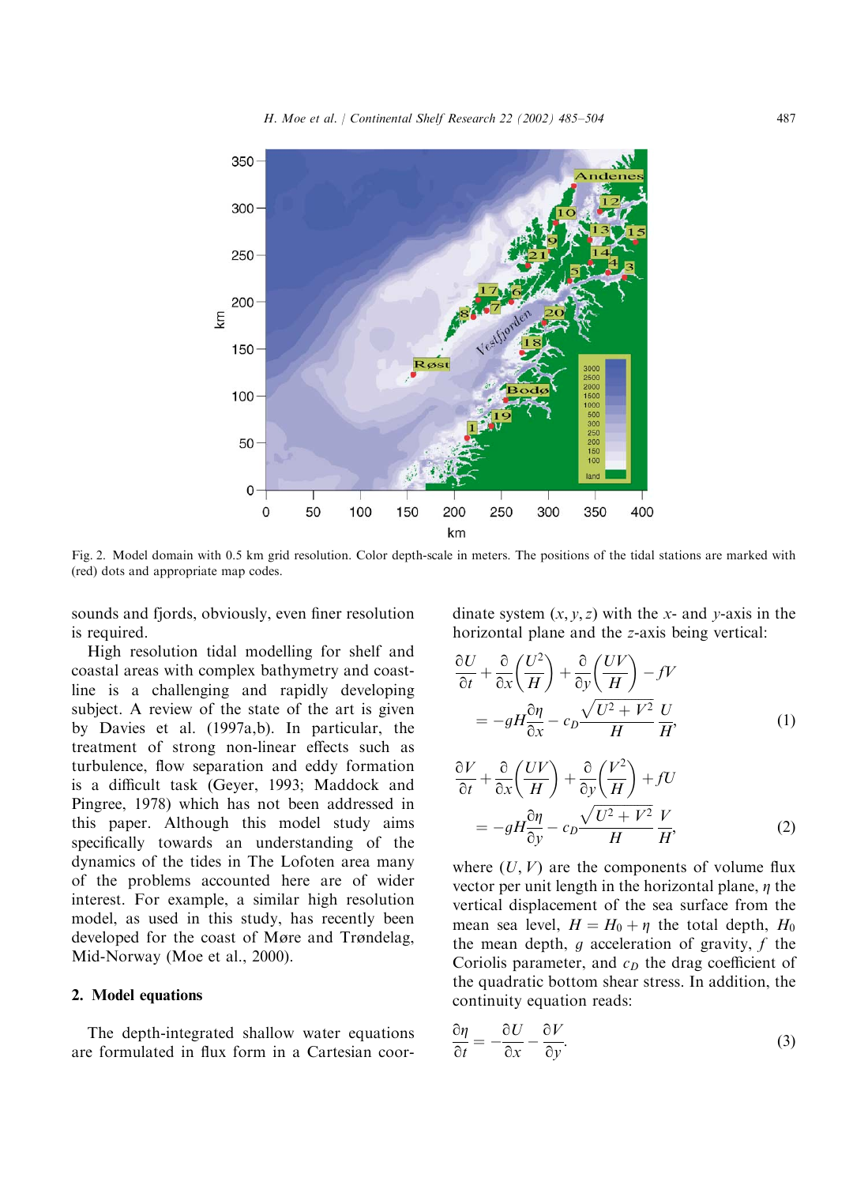Fig. 2. Model domain with 0.5 km grid resolution. Color depth-scale in meters. The positions of the tidal stations are marked with (red) dots and appropriate map codes.

sounds and fjords, obviously, even finer resolution is required.

High resolution tidal modelling for shelf and coastal areas with complex bathymetry and coastline is a challenging and rapidly developing subject. A review of the state of the art is given by Davies et al. (1997a,b). In particular, the treatment of strong non-linear effects such as turbulence, flow separation and eddy formation is a difficult task (Geyer, 1993; Maddock and Pingree, 1978) which has not been addressed in this paper. Although this model study aims specifically towards an understanding of the dynamics of the tides in The Lofoten area many of the problems accounted here are of wider interest. For example, a similar high resolution model, as used in this study, has recently been developed for the coast of Møre and Trøndelag, Mid-Norway (Moe et al., 2000).

## 2. Model equations

The depth-integrated shallow water equations are formulated in flux form in a Cartesian coordinate system $(x, y, z)$ with the $x$- and $y$-axis in the horizontal plane and the $z$-axis being vertical:

$$\frac{\partial U}{\partial t} + \frac{\partial}{\partial x}\left(\frac{U^2}{H}\right) + \frac{\partial}{\partial y}\left(\frac{UV}{H}\right) - fV = -gH\frac{\partial \eta}{\partial x} - c_D\frac{\sqrt{U^2+V^2}}{H}\frac{U}{H}, \tag{1}$$

$$\frac{\partial V}{\partial t} + \frac{\partial}{\partial x}\left(\frac{UV}{H}\right) + \frac{\partial}{\partial y}\left(\frac{V^2}{H}\right) + fU = -gH\frac{\partial \eta}{\partial y} - c_D\frac{\sqrt{U^2+V^2}}{H}\frac{V}{H}, \tag{2}$$

where $(U, V)$ are the components of volume flux vector per unit length in the horizontal plane, $\eta$ the vertical displacement of the sea surface from the mean sea level, $H = H_0 + \eta$ the total depth, $H_0$ the mean depth, $g$ acceleration of gravity, $f$ the Coriolis parameter, and $c_D$ the drag coefficient of the quadratic bottom shear stress. In addition, the continuity equation reads:

$$\frac{\partial \eta}{\partial t} = -\frac{\partial U}{\partial x} - \frac{\partial V}{\partial y}. \tag{3}$$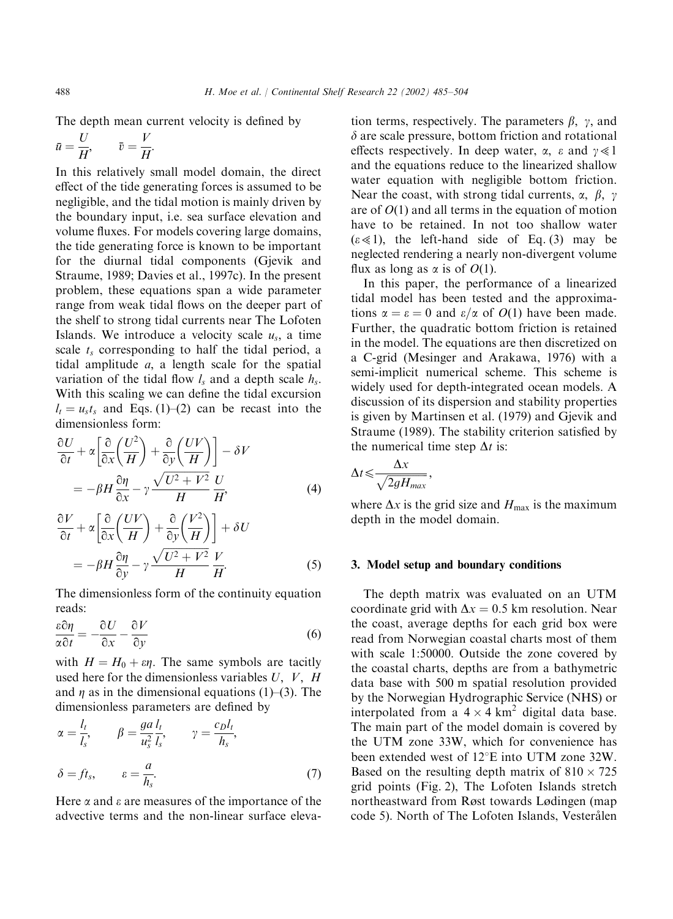The depth mean current velocity is defined by

$$\bar{u} = \frac{U}{H}, \qquad \bar{v} = \frac{V}{H}.$$

In this relatively small model domain, the direct effect of the tide generating forces is assumed to be negligible, and the tidal motion is mainly driven by the boundary input, i.e. sea surface elevation and volume fluxes. For models covering large domains, the tide generating force is known to be important for the diurnal tidal components (Gjevik and Straume, 1989; Davies et al., 1997c). In the present problem, these equations span a wide parameter range from weak tidal flows on the deeper part of the shelf to strong tidal currents near The Lofoten Islands. We introduce a velocity scale $u_s$, a time scale $t_s$ corresponding to half the tidal period, a tidal amplitude $a$, a length scale for the spatial variation of the tidal flow $l_s$ and a depth scale $h_s$. With this scaling we can define the tidal excursion $l_t = u_s t_s$ and Eqs. (1)–(2) can be recast into the dimensionless form:

$$\frac{\partial U}{\partial t} + \alpha\left[\frac{\partial}{\partial x}\left(\frac{U^2}{H}\right) + \frac{\partial}{\partial y}\left(\frac{UV}{H}\right)\right] - \delta V = -\beta H \frac{\partial \eta}{\partial x} - \gamma \frac{\sqrt{U^2+V^2}}{H}\frac{U}{H}, \tag{4}$$

$$\frac{\partial V}{\partial t} + \alpha\left[\frac{\partial}{\partial x}\left(\frac{UV}{H}\right) + \frac{\partial}{\partial y}\left(\frac{V^2}{H}\right)\right] + \delta U = -\beta H \frac{\partial \eta}{\partial y} - \gamma \frac{\sqrt{U^2+V^2}}{H}\frac{V}{H}. \tag{5}$$

The dimensionless form of the continuity equation reads:

$$\frac{\varepsilon \partial \eta}{\alpha \partial t} = -\frac{\partial U}{\partial x} - \frac{\partial V}{\partial y} \tag{6}$$

with $H = H_0 + \varepsilon\eta$. The same symbols are tacitly used here for the dimensionless variables $U$, $V$, $H$ and $\eta$ as in the dimensional equations (1)–(3). The dimensionless parameters are defined by

$$\alpha = \frac{l_t}{l_s}, \qquad \beta = \frac{ga}{u_s^2}\frac{l_t}{l_s}, \qquad \gamma = \frac{c_D l_t}{h_s},$$

$$\delta = f t_s, \qquad \varepsilon = \frac{a}{h_s}. \tag{7}$$

Here $\alpha$ and $\varepsilon$ are measures of the importance of the advective terms and the non-linear surface elevation terms, respectively. The parameters $\beta$, $\gamma$, and $\delta$ are scale pressure, bottom friction and rotational effects respectively. In deep water, $\alpha$, $\varepsilon$ and $\gamma \ll 1$ and the equations reduce to the linearized shallow water equation with negligible bottom friction. Near the coast, with strong tidal currents, $\alpha$, $\beta$, $\gamma$ are of $O(1)$ and all terms in the equation of motion have to be retained. In not too shallow water ($\varepsilon \ll 1$), the left-hand side of Eq. (3) may be neglected rendering a nearly non-divergent volume flux as long as $\alpha$ is of $O(1)$.

In this paper, the performance of a linearized tidal model has been tested and the approximations $\alpha = \varepsilon = 0$ and $\varepsilon/\alpha$ of $O(1)$ have been made. Further, the quadratic bottom friction is retained in the model. The equations are then discretized on a C-grid (Mesinger and Arakawa, 1976) with a semi-implicit numerical scheme. This scheme is widely used for depth-integrated ocean models. A discussion of its dispersion and stability properties is given by Martinsen et al. (1979) and Gjevik and Straume (1989). The stability criterion satisfied by the numerical time step $\Delta t$ is:

$$\Delta t \leqslant \frac{\Delta x}{\sqrt{2gH_{max}}},$$

where $\Delta x$ is the grid size and $H_{\max}$ is the maximum depth in the model domain.

## 3. Model setup and boundary conditions

The depth matrix was evaluated on an UTM coordinate grid with $\Delta x = 0.5$ km resolution. Near the coast, average depths for each grid box were read from Norwegian coastal charts most of them with scale 1:50000. Outside the zone covered by the coastal charts, depths are from a bathymetric data base with 500 m spatial resolution provided by the Norwegian Hydrographic Service (NHS) or interpolated from a $4 \times 4$ km$^2$ digital data base. The main part of the model domain is covered by the UTM zone 33W, which for convenience has been extended west of 12°E into UTM zone 32W. Based on the resulting depth matrix of $810 \times 725$ grid points (Fig. 2), The Lofoten Islands stretch northeastward from Røst towards Lødingen (map code 5). North of The Lofoten Islands, Vesterålen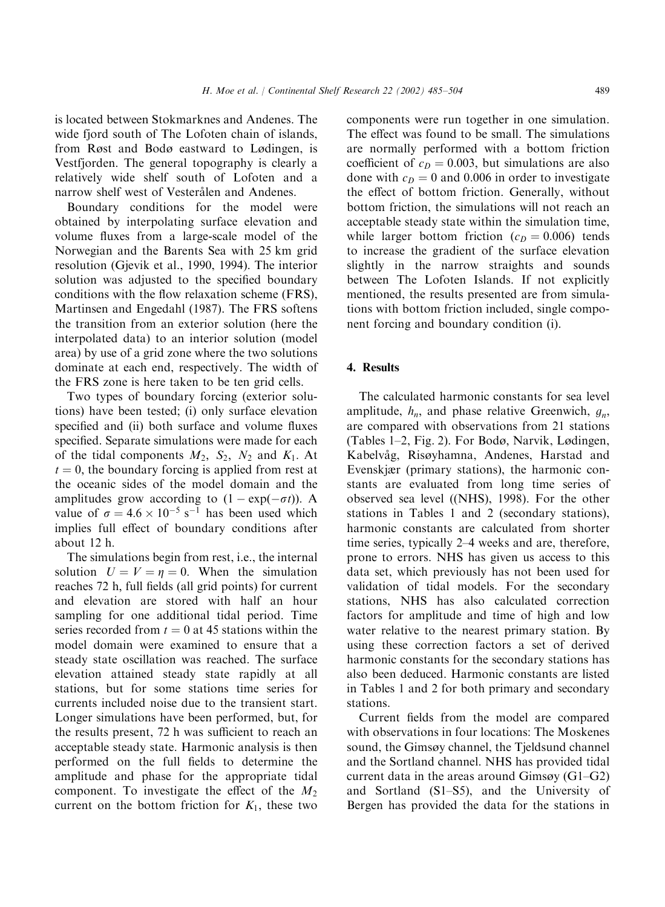is located between Stokmarknes and Andenes. The wide fjord south of The Lofoten chain of islands, from Røst and Bodø eastward to Lødingen, is Vestfjorden. The general topography is clearly a relatively wide shelf south of Lofoten and a narrow shelf west of Vesterålen and Andenes.

Boundary conditions for the model were obtained by interpolating surface elevation and volume fluxes from a large-scale model of the Norwegian and the Barents Sea with 25 km grid resolution (Gjevik et al., 1990, 1994). The interior solution was adjusted to the specified boundary conditions with the flow relaxation scheme (FRS), Martinsen and Engedahl (1987). The FRS softens the transition from an exterior solution (here the interpolated data) to an interior solution (model area) by use of a grid zone where the two solutions dominate at each end, respectively. The width of the FRS zone is here taken to be ten grid cells.

Two types of boundary forcing (exterior solutions) have been tested; (i) only surface elevation specified and (ii) both surface and volume fluxes specified. Separate simulations were made for each of the tidal components $M_2$, $S_2$, $N_2$ and $K_1$. At $t = 0$, the boundary forcing is applied from rest at the oceanic sides of the model domain and the amplitudes grow according to $(1 - \exp(-\sigma t))$. A value of $\sigma = 4.6 \times 10^{-5}\ \mathrm{s}^{-1}$ has been used which implies full effect of boundary conditions after about 12 h.

The simulations begin from rest, i.e., the internal solution $U = V = \eta = 0$. When the simulation reaches 72 h, full fields (all grid points) for current and elevation are stored with half an hour sampling for one additional tidal period. Time series recorded from $t = 0$ at 45 stations within the model domain were examined to ensure that a steady state oscillation was reached. The surface elevation attained steady state rapidly at all stations, but for some stations time series for currents included noise due to the transient start. Longer simulations have been performed, but, for the results present, 72 h was sufficient to reach an acceptable steady state. Harmonic analysis is then performed on the full fields to determine the amplitude and phase for the appropriate tidal component. To investigate the effect of the $M_2$ current on the bottom friction for $K_1$, these two components were run together in one simulation. The effect was found to be small. The simulations are normally performed with a bottom friction coefficient of $c_D = 0.003$, but simulations are also done with $c_D = 0$ and 0.006 in order to investigate the effect of bottom friction. Generally, without bottom friction, the simulations will not reach an acceptable steady state within the simulation time, while larger bottom friction ($c_D = 0.006$) tends to increase the gradient of the surface elevation slightly in the narrow straights and sounds between The Lofoten Islands. If not explicitly mentioned, the results presented are from simulations with bottom friction included, single component forcing and boundary condition (i).

## 4. Results

The calculated harmonic constants for sea level amplitude, $h_n$, and phase relative Greenwich, $g_n$, are compared with observations from 21 stations (Tables 1–2, Fig. 2). For Bodø, Narvik, Lødingen, Kabelvåg, Risøyhamna, Andenes, Harstad and Evenskjær (primary stations), the harmonic constants are evaluated from long time series of observed sea level ((NHS), 1998). For the other stations in Tables 1 and 2 (secondary stations), harmonic constants are calculated from shorter time series, typically 2–4 weeks and are, therefore, prone to errors. NHS has given us access to this data set, which previously has not been used for validation of tidal models. For the secondary stations, NHS has also calculated correction factors for amplitude and time of high and low water relative to the nearest primary station. By using these correction factors a set of derived harmonic constants for the secondary stations has also been deduced. Harmonic constants are listed in Tables 1 and 2 for both primary and secondary stations.

Current fields from the model are compared with observations in four locations: The Moskenes sound, the Gimsøy channel, the Tjeldsund channel and the Sortland channel. NHS has provided tidal current data in the areas around Gimsøy (G1–G2) and Sortland (S1–S5), and the University of Bergen has provided the data for the stations in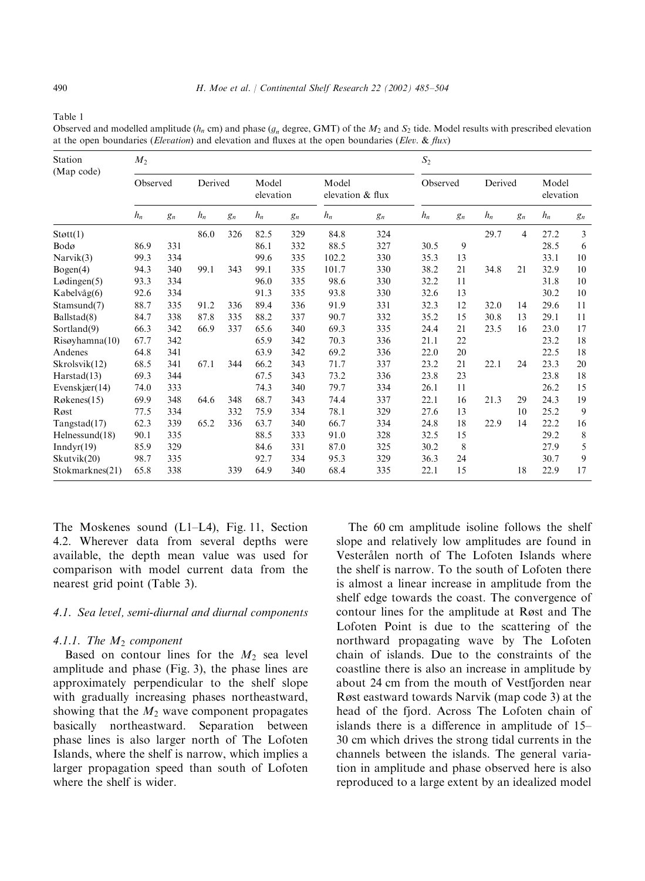Table 1
Observed and modelled amplitude ($h_n$ cm) and phase ($g_n$ degree, GMT) of the $M_2$ and $S_2$ tide. Model results with prescribed elevation at the open boundaries (*Elevation*) and elevation and fluxes at the open boundaries (*Elev. & flux*)

| Station (Map code) | $M_2$ | | | | | | | | $S_2$ | | | | | |
|---|---|---|---|---|---|---|---|---|---|---|---|---|---|---|
| | Observed | | Derived | | Model elevation | | Model elevation & flux | | Observed | | Derived | | Model elevation | |
| | $h_n$ | $g_n$ | $h_n$ | $g_n$ | $h_n$ | $g_n$ | $h_n$ | $g_n$ | $h_n$ | $g_n$ | $h_n$ | $g_n$ | $h_n$ | $g_n$ |
| Støtt(1) | | | 86.0 | 326 | 82.5 | 329 | 84.8 | 324 | | | 29.7 | 4 | 27.2 | 3 |
| Bodø | 86.9 | 331 | | | 86.1 | 332 | 88.5 | 327 | 30.5 | 9 | | | 28.5 | 6 |
| Narvik(3) | 99.3 | 334 | | | 99.6 | 335 | 102.2 | 330 | 35.3 | 13 | | | 33.1 | 10 |
| Bogen(4) | 94.3 | 340 | 99.1 | 343 | 99.1 | 335 | 101.7 | 330 | 38.2 | 21 | 34.8 | 21 | 32.9 | 10 |
| Lødingen(5) | 93.3 | 334 | | | 96.0 | 335 | 98.6 | 330 | 32.2 | 11 | | | 31.8 | 10 |
| Kabelvåg(6) | 92.6 | 334 | | | 91.3 | 335 | 93.8 | 330 | 32.6 | 13 | | | 30.2 | 10 |
| Stamsund(7) | 88.7 | 335 | 91.2 | 336 | 89.4 | 336 | 91.9 | 331 | 32.3 | 12 | 32.0 | 14 | 29.6 | 11 |
| Ballstad(8) | 84.7 | 338 | 87.8 | 335 | 88.2 | 337 | 90.7 | 332 | 35.2 | 15 | 30.8 | 13 | 29.1 | 11 |
| Sortland(9) | 66.3 | 342 | 66.9 | 337 | 65.6 | 340 | 69.3 | 335 | 24.4 | 21 | 23.5 | 16 | 23.0 | 17 |
| Risøyhamna(10) | 67.7 | 342 | | | 65.9 | 342 | 70.3 | 336 | 21.1 | 22 | | | 23.2 | 18 |
| Andenes | 64.8 | 341 | | | 63.9 | 342 | 69.2 | 336 | 22.0 | 20 | | | 22.5 | 18 |
| Skrolsvik(12) | 68.5 | 341 | 67.1 | 344 | 66.2 | 343 | 71.7 | 337 | 23.2 | 21 | 22.1 | 24 | 23.3 | 20 |
| Harstad(13) | 69.3 | 344 | | | 67.5 | 343 | 73.2 | 336 | 23.8 | 23 | | | 23.8 | 18 |
| Evenskjær(14) | 74.0 | 333 | | | 74.3 | 340 | 79.7 | 334 | 26.1 | 11 | | | 26.2 | 15 |
| Røkenes(15) | 69.9 | 348 | 64.6 | 348 | 68.7 | 343 | 74.4 | 337 | 22.1 | 16 | 21.3 | 29 | 24.3 | 19 |
| Røst | 77.5 | 334 | | 332 | 75.9 | 334 | 78.1 | 329 | 27.6 | 13 | | 10 | 25.2 | 9 |
| Tangstad(17) | 62.3 | 339 | 65.2 | 336 | 63.7 | 340 | 66.7 | 334 | 24.8 | 18 | 22.9 | 14 | 22.2 | 16 |
| Helnessund(18) | 90.1 | 335 | | | 88.5 | 333 | 91.0 | 328 | 32.5 | 15 | | | 29.2 | 8 |
| Inndyr(19) | 85.9 | 329 | | | 84.6 | 331 | 87.0 | 325 | 30.2 | 8 | | | 27.9 | 5 |
| Skutvik(20) | 98.7 | 335 | | | 92.7 | 334 | 95.3 | 329 | 36.3 | 24 | | | 30.7 | 9 |
| Stokmarknes(21) | 65.8 | 338 | | 339 | 64.9 | 340 | 68.4 | 335 | 22.1 | 15 | | 18 | 22.9 | 17 |

The Moskenes sound (L1–L4), Fig. 11, Section 4.2. Wherever data from several depths were available, the depth mean value was used for comparison with model current data from the nearest grid point (Table 3).

### 4.1. Sea level, semi-diurnal and diurnal components

#### 4.1.1. The $M_2$ component

Based on contour lines for the $M_2$ sea level amplitude and phase (Fig. 3), the phase lines are approximately perpendicular to the shelf slope with gradually increasing phases northeastward, showing that the $M_2$ wave component propagates basically northeastward. Separation between phase lines is also larger north of The Lofoten Islands, where the shelf is narrow, which implies a larger propagation speed than south of Lofoten where the shelf is wider.

The 60 cm amplitude isoline follows the shelf slope and relatively low amplitudes are found in Vesterålen north of The Lofoten Islands where the shelf is narrow. To the south of Lofoten there is almost a linear increase in amplitude from the shelf edge towards the coast. The convergence of contour lines for the amplitude at Røst and The Lofoten Point is due to the scattering of the northward propagating wave by The Lofoten chain of islands. Due to the constraints of the coastline there is also an increase in amplitude by about 24 cm from the mouth of Vestfjorden near Røst eastward towards Narvik (map code 3) at the head of the fjord. Across The Lofoten chain of islands there is a difference in amplitude of 15–30 cm which drives the strong tidal currents in the channels between the islands. The general variation in amplitude and phase observed here is also reproduced to a large extent by an idealized model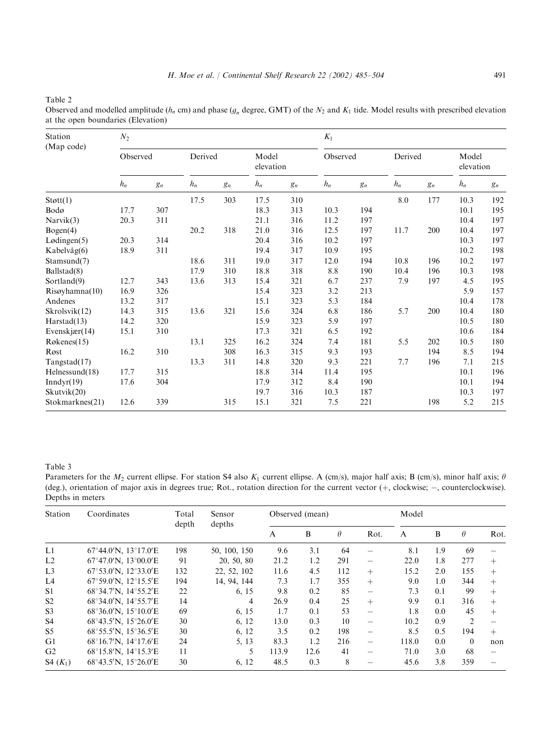Table 2
Observed and modelled amplitude ($h_n$ cm) and phase ($g_n$ degree, GMT) of the $N_2$ and $K_1$ tide. Model results with prescribed elevation at the open boundaries (Elevation)

| Station (Map code) | $N_2$ | | | | | | $K_1$ | | | | | |
|---|---|---|---|---|---|---|---|---|---|---|---|---|
| | Observed | | Derived | | Model elevation | | Observed | | Derived | | Model elevation | |
| | $h_n$ | $g_n$ | $h_n$ | $g_n$ | $h_n$ | $g_n$ | $h_n$ | $g_n$ | $h_n$ | $g_n$ | $h_n$ | $g_n$ |
| Støtt(1) | | | 17.5 | 303 | 17.5 | 310 | | | 8.0 | 177 | 10.3 | 192 |
| Bodø | 17.7 | 307 | | | 18.3 | 313 | 10.3 | 194 | | | 10.1 | 195 |
| Narvik(3) | 20.3 | 311 | | | 21.1 | 316 | 11.2 | 197 | | | 10.4 | 197 |
| Bogen(4) | | | 20.2 | 318 | 21.0 | 316 | 12.5 | 197 | 11.7 | 200 | 10.4 | 197 |
| Lødingen(5) | 20.3 | 314 | | | 20.4 | 316 | 10.2 | 197 | | | 10.3 | 197 |
| Kabelvåg(6) | 18.9 | 311 | | | 19.4 | 317 | 10.9 | 195 | | | 10.2 | 198 |
| Stamsund(7) | | | 18.6 | 311 | 19.0 | 317 | 12.0 | 194 | 10.8 | 196 | 10.2 | 197 |
| Ballstad(8) | | | 17.9 | 310 | 18.8 | 318 | 8.8 | 190 | 10.4 | 196 | 10.3 | 198 |
| Sortland(9) | 12.7 | 343 | 13.6 | 313 | 15.4 | 321 | 6.7 | 237 | 7.9 | 197 | 4.5 | 195 |
| Risøyhamna(10) | 16.9 | 326 | | | 15.4 | 323 | 3.2 | 213 | | | 5.9 | 157 |
| Andenes | 13.2 | 317 | | | 15.1 | 323 | 5.3 | 184 | | | 10.4 | 178 |
| Skrolsvik(12) | 14.3 | 315 | 13.6 | 321 | 15.6 | 324 | 6.8 | 186 | 5.7 | 200 | 10.4 | 180 |
| Harstad(13) | 14.2 | 320 | | | 15.9 | 323 | 5.9 | 197 | | | 10.5 | 180 |
| Evenskjær(14) | 15.1 | 310 | | | 17.3 | 321 | 6.5 | 192 | | | 10.6 | 184 |
| Røkenes(15) | | | 13.1 | 325 | 16.2 | 324 | 7.4 | 181 | 5.5 | 202 | 10.5 | 180 |
| Røst | 16.2 | 310 | | 308 | 16.3 | 315 | 9.3 | 193 | | 194 | 8.5 | 194 |
| Tangstad(17) | | | 13.3 | 311 | 14.8 | 320 | 9.3 | 221 | 7.7 | 196 | 7.1 | 215 |
| Helnessund(18) | 17.7 | 315 | | | 18.8 | 314 | 11.4 | 195 | | | 10.1 | 196 |
| Inndyr(19) | 17.6 | 304 | | | 17.9 | 312 | 8.4 | 190 | | | 10.1 | 194 |
| Skutvik(20) | | | | | 19.7 | 316 | 10.3 | 187 | | | 10.3 | 197 |
| Stokmarknes(21) | 12.6 | 339 | | 315 | 15.1 | 321 | 7.5 | 221 | | 198 | 5.2 | 215 |

Table 3
Parameters for the $M_2$ current ellipse. For station S4 also $K_1$ current ellipse. A (cm/s), major half axis; B (cm/s), minor half axis; $\theta$ (deg.), orientation of major axis in degrees true; Rot., rotation direction for the current vector (+, clockwise; −, counterclockwise). Depths in meters

| Station | Coordinates | Total depth | Sensor depths | Observed (mean) | | | | Model | | | |
|---|---|---|---|---|---|---|---|---|---|---|---|
| | | | | A | B | $\theta$ | Rot. | A | B | $\theta$ | Rot. |
| L1 | 67°44.0′N, 13°17.0′E | 198 | 50, 100, 150 | 9.6 | 3.1 | 64 | − | 8.1 | 1.9 | 69 | − |
| L2 | 67°47.0′N, 13°00.0′E | 91 | 20, 50, 80 | 21.2 | 1.2 | 291 | − | 22.0 | 1.8 | 277 | + |
| L3 | 67°53.0′N, 12°33.0′E | 132 | 22, 52, 102 | 11.6 | 4.5 | 112 | + | 15.2 | 2.0 | 155 | + |
| L4 | 67°59.0′N, 12°15.5′E | 194 | 14, 94, 144 | 7.3 | 1.7 | 355 | + | 9.0 | 1.0 | 344 | + |
| S1 | 68°34.7′N, 14°55.2′E | 22 | 6, 15 | 9.8 | 0.2 | 85 | − | 7.3 | 0.1 | 99 | + |
| S2 | 68°34.0′N, 14°55.7′E | 14 | 4 | 26.9 | 0.4 | 25 | + | 9.9 | 0.1 | 316 | + |
| S3 | 68°36.0′N, 15°10.0′E | 69 | 6, 15 | 1.7 | 0.1 | 53 | − | 1.8 | 0.0 | 45 | + |
| S4 | 68°43.5′N, 15°26.0′E | 30 | 6, 12 | 13.0 | 0.3 | 10 | − | 10.2 | 0.9 | 2 | − |
| S5 | 68°55.5′N, 15°36.5′E | 30 | 6, 12 | 3.5 | 0.2 | 198 | − | 8.5 | 0.5 | 194 | + |
| G1 | 68°16.7′N, 14°17.6′E | 24 | 5, 13 | 83.3 | 1.2 | 216 | − | 118.0 | 0.0 | 0 | non |
| G2 | 68°15.8′N, 14°15.3′E | 11 | 5 | 113.9 | 12.6 | 41 | − | 71.0 | 3.0 | 68 | − |
| S4 ($K_1$) | 68°43.5′N, 15°26.0′E | 30 | 6, 12 | 48.5 | 0.3 | 8 | − | 45.6 | 3.8 | 359 | − |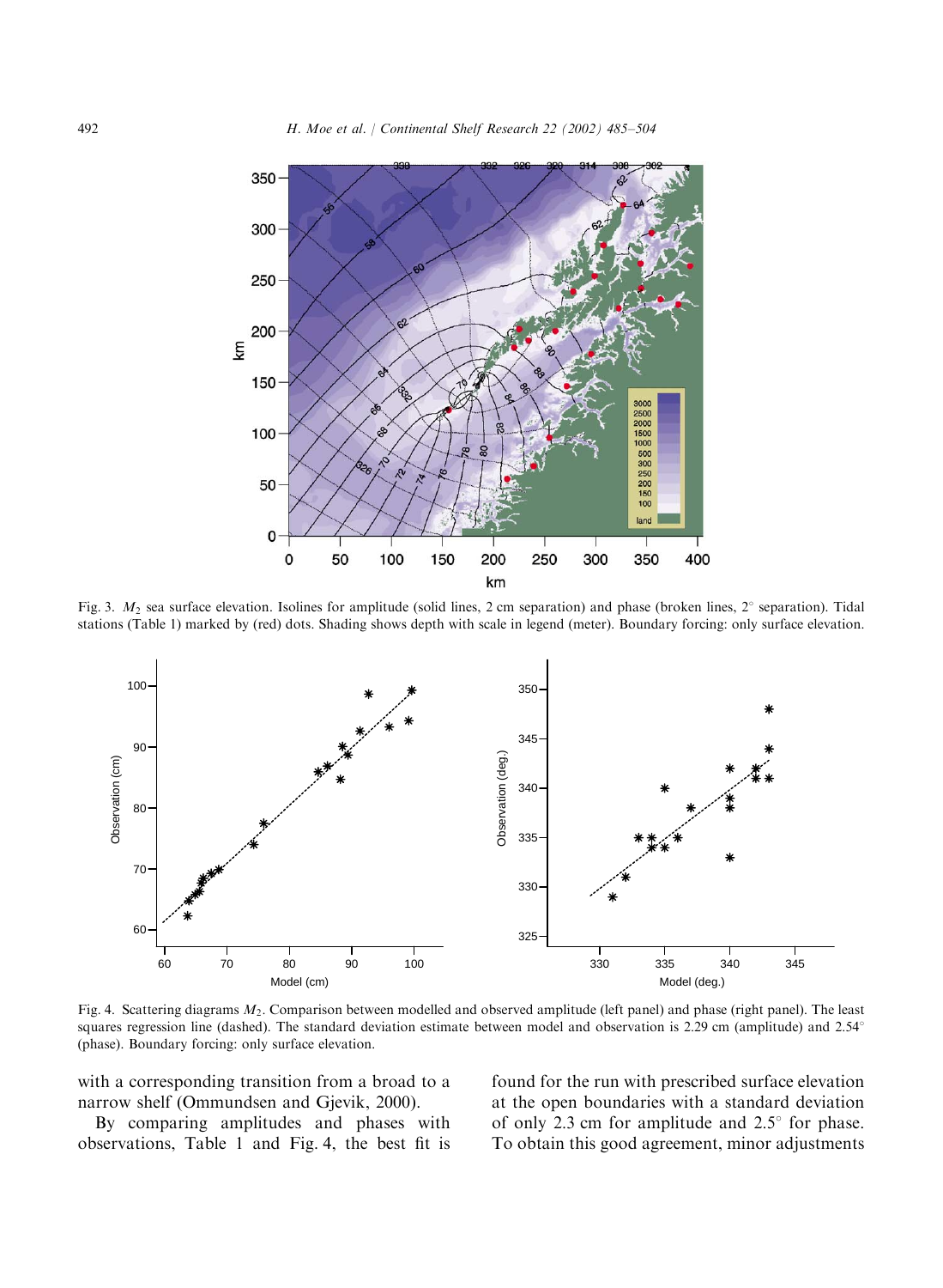Fig. 3. $M_2$ sea surface elevation. Isolines for amplitude (solid lines, 2 cm separation) and phase (broken lines, 2° separation). Tidal stations (Table 1) marked by (red) dots. Shading shows depth with scale in legend (meter). Boundary forcing: only surface elevation.

Fig. 4. Scattering diagrams $M_2$. Comparison between modelled and observed amplitude (left panel) and phase (right panel). The least squares regression line (dashed). The standard deviation estimate between model and observation is 2.29 cm (amplitude) and 2.54° (phase). Boundary forcing: only surface elevation.

with a corresponding transition from a broad to a narrow shelf (Ommundsen and Gjevik, 2000).

By comparing amplitudes and phases with observations, Table 1 and Fig. 4, the best fit is found for the run with prescribed surface elevation at the open boundaries with a standard deviation of only 2.3 cm for amplitude and 2.5° for phase. To obtain this good agreement, minor adjustments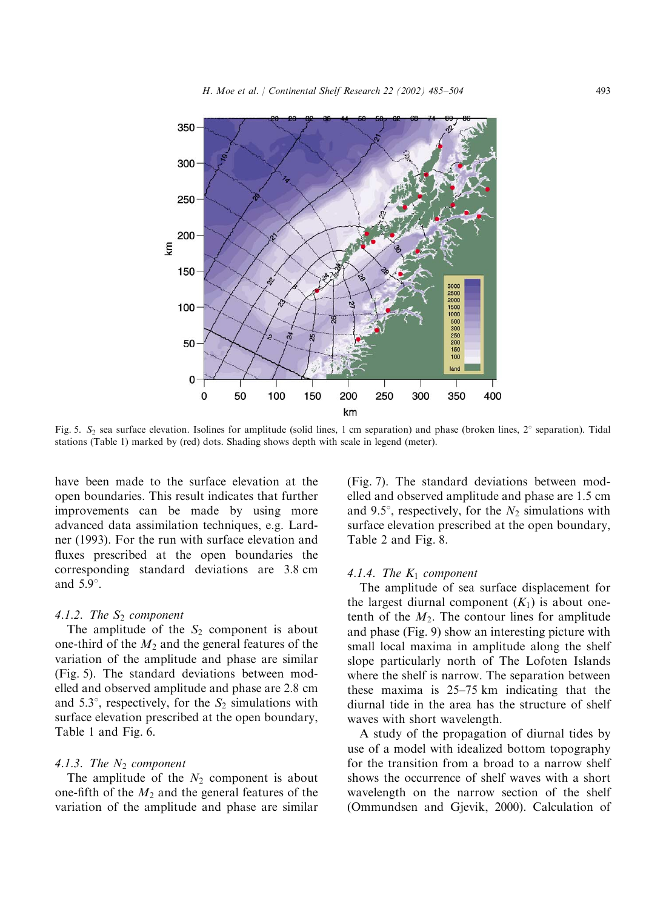Fig. 5. $S_2$ sea surface elevation. Isolines for amplitude (solid lines, 1 cm separation) and phase (broken lines, 2° separation). Tidal stations (Table 1) marked by (red) dots. Shading shows depth with scale in legend (meter).

have been made to the surface elevation at the open boundaries. This result indicates that further improvements can be made by using more advanced data assimilation techniques, e.g. Lardner (1993). For the run with surface elevation and fluxes prescribed at the open boundaries the corresponding standard deviations are 3.8 cm and 5.9°.

#### 4.1.2. The $S_2$ component

The amplitude of the $S_2$ component is about one-third of the $M_2$ and the general features of the variation of the amplitude and phase are similar (Fig. 5). The standard deviations between modelled and observed amplitude and phase are 2.8 cm and 5.3°, respectively, for the $S_2$ simulations with surface elevation prescribed at the open boundary, Table 1 and Fig. 6.

#### 4.1.3. The $N_2$ component

The amplitude of the $N_2$ component is about one-fifth of the $M_2$ and the general features of the variation of the amplitude and phase are similar (Fig. 7). The standard deviations between modelled and observed amplitude and phase are 1.5 cm and 9.5°, respectively, for the $N_2$ simulations with surface elevation prescribed at the open boundary, Table 2 and Fig. 8.

#### 4.1.4. The $K_1$ component

The amplitude of sea surface displacement for the largest diurnal component ($K_1$) is about one-tenth of the $M_2$. The contour lines for amplitude and phase (Fig. 9) show an interesting picture with small local maxima in amplitude along the shelf slope particularly north of The Lofoten Islands where the shelf is narrow. The separation between these maxima is 25–75 km indicating that the diurnal tide in the area has the structure of shelf waves with short wavelength.

A study of the propagation of diurnal tides by use of a model with idealized bottom topography for the transition from a broad to a narrow shelf shows the occurrence of shelf waves with a short wavelength on the narrow section of the shelf (Ommundsen and Gjevik, 2000). Calculation of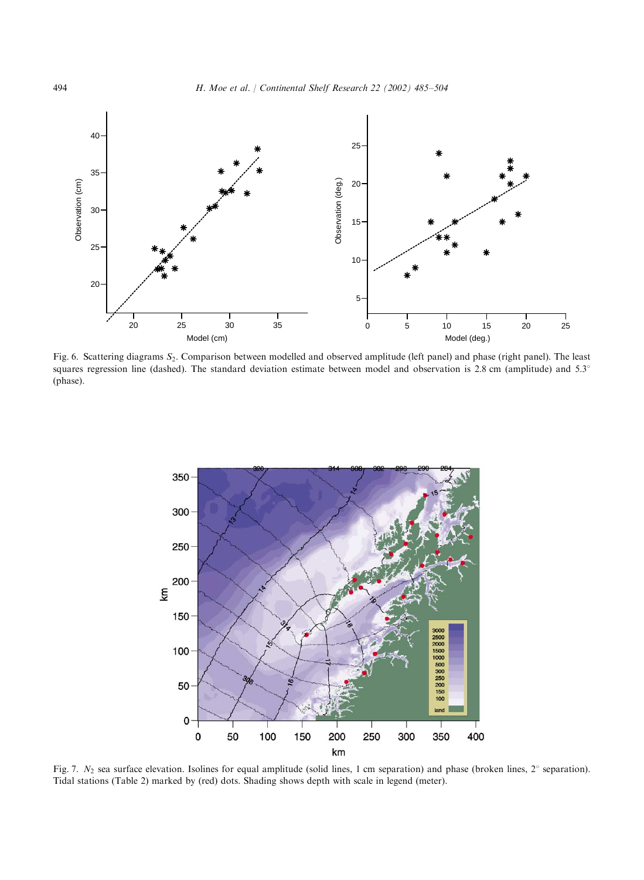Fig. 6. Scattering diagrams $S_2$. Comparison between modelled and observed amplitude (left panel) and phase (right panel). The least squares regression line (dashed). The standard deviation estimate between model and observation is 2.8 cm (amplitude) and 5.3° (phase).

Fig. 7. $N_2$ sea surface elevation. Isolines for equal amplitude (solid lines, 1 cm separation) and phase (broken lines, 2° separation). Tidal stations (Table 2) marked by (red) dots. Shading shows depth with scale in legend (meter).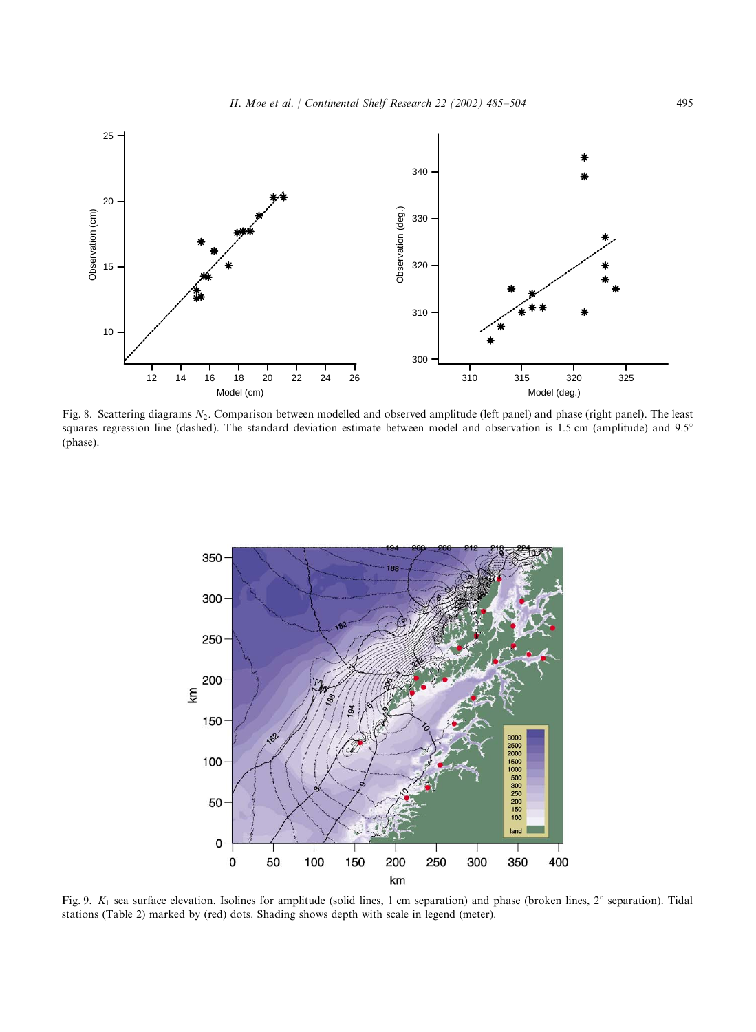Fig. 8. Scattering diagrams $N_2$. Comparison between modelled and observed amplitude (left panel) and phase (right panel). The least squares regression line (dashed). The standard deviation estimate between model and observation is 1.5 cm (amplitude) and 9.5° (phase).

Fig. 9. $K_1$ sea surface elevation. Isolines for amplitude (solid lines, 1 cm separation) and phase (broken lines, 2° separation). Tidal stations (Table 2) marked by (red) dots. Shading shows depth with scale in legend (meter).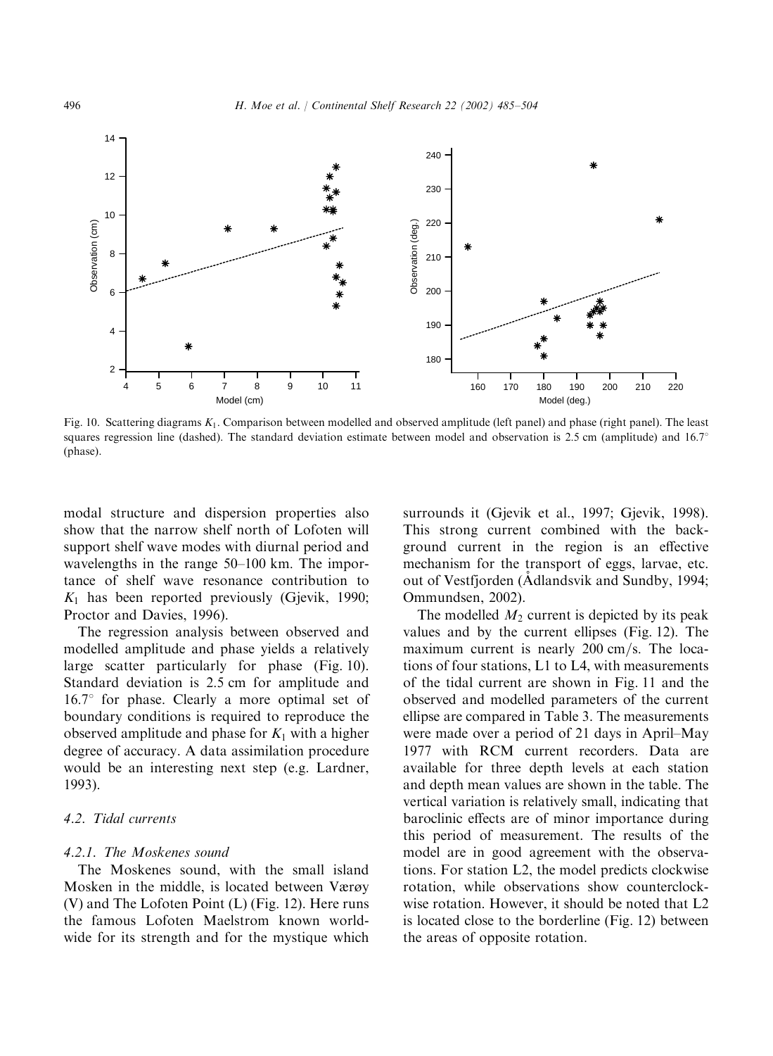Fig. 10. Scattering diagrams $K_1$. Comparison between modelled and observed amplitude (left panel) and phase (right panel). The least squares regression line (dashed). The standard deviation estimate between model and observation is 2.5 cm (amplitude) and 16.7° (phase).

modal structure and dispersion properties also show that the narrow shelf north of Lofoten will support shelf wave modes with diurnal period and wavelengths in the range 50–100 km. The importance of shelf wave resonance contribution to $K_1$ has been reported previously (Gjevik, 1990; Proctor and Davies, 1996).

The regression analysis between observed and modelled amplitude and phase yields a relatively large scatter particularly for phase (Fig. 10). Standard deviation is 2.5 cm for amplitude and 16.7° for phase. Clearly a more optimal set of boundary conditions is required to reproduce the observed amplitude and phase for $K_1$ with a higher degree of accuracy. A data assimilation procedure would be an interesting next step (e.g. Lardner, 1993).

### 4.2. Tidal currents

#### 4.2.1. The Moskenes sound

The Moskenes sound, with the small island Mosken in the middle, is located between Værøy (V) and The Lofoten Point (L) (Fig. 12). Here runs the famous Lofoten Maelstrom known worldwide for its strength and for the mystique which surrounds it (Gjevik et al., 1997; Gjevik, 1998). This strong current combined with the background current in the region is an effective mechanism for the transport of eggs, larvae, etc. out of Vestfjorden (Ådlandsvik and Sundby, 1994; Ommundsen, 2002).

The modelled $M_2$ current is depicted by its peak values and by the current ellipses (Fig. 12). The maximum current is nearly 200 cm/s. The locations of four stations, L1 to L4, with measurements of the tidal current are shown in Fig. 11 and the observed and modelled parameters of the current ellipse are compared in Table 3. The measurements were made over a period of 21 days in April–May 1977 with RCM current recorders. Data are available for three depth levels at each station and depth mean values are shown in the table. The vertical variation is relatively small, indicating that baroclinic effects are of minor importance during this period of measurement. The results of the model are in good agreement with the observations. For station L2, the model predicts clockwise rotation, while observations show counterclockwise rotation. However, it should be noted that L2 is located close to the borderline (Fig. 12) between the areas of opposite rotation.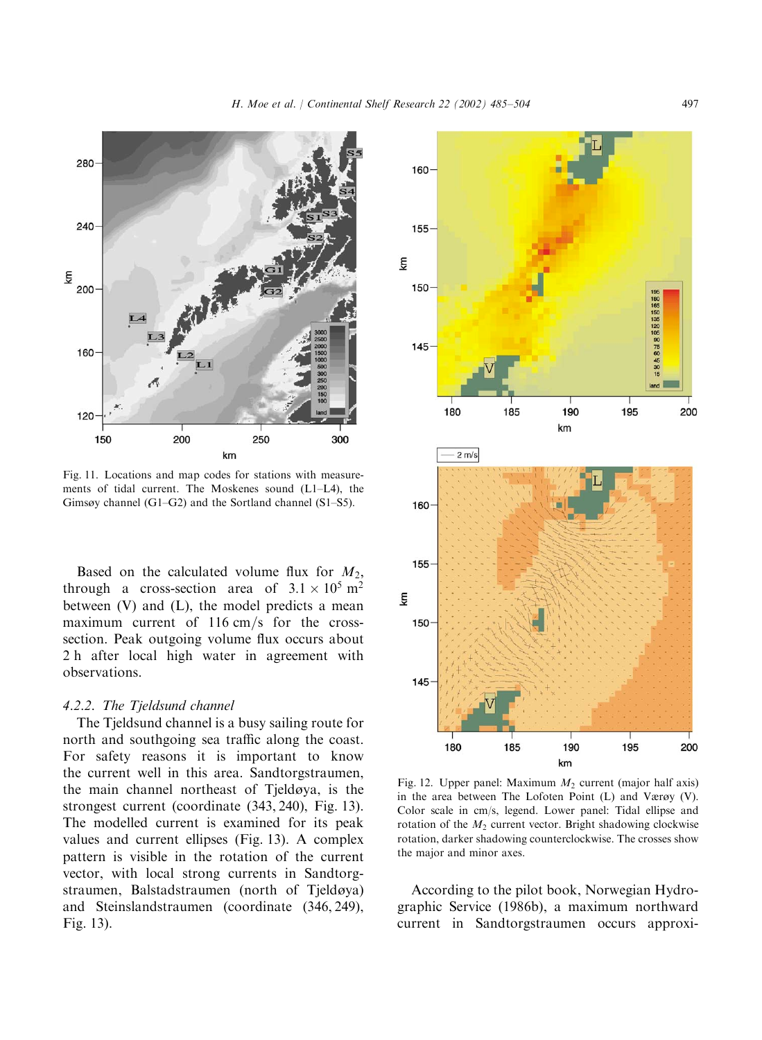Fig. 11. Locations and map codes for stations with measurements of tidal current. The Moskenes sound (L1–L4), the Gimsøy channel (G1–G2) and the Sortland channel (S1–S5).

Based on the calculated volume flux for $M_2$, through a cross-section area of $3.1 \times 10^5$ m$^2$ between (V) and (L), the model predicts a mean maximum current of 116 cm/s for the cross-section. Peak outgoing volume flux occurs about 2 h after local high water in agreement with observations.

#### 4.2.2. The Tjeldsund channel

The Tjeldsund channel is a busy sailing route for north and southgoing sea traffic along the coast. For safety reasons it is important to know the current well in this area. Sandtorgstraumen, the main channel northeast of Tjeldøya, is the strongest current (coordinate (343, 240), Fig. 13). The modelled current is examined for its peak values and current ellipses (Fig. 13). A complex pattern is visible in the rotation of the current vector, with local strong currents in Sandtorgstraumen, Balstadstraumen (north of Tjeldøya) and Steinslandstraumen (coordinate (346, 249), Fig. 13).

Fig. 12. Upper panel: Maximum $M_2$ current (major half axis) in the area between The Lofoten Point (L) and Værøy (V). Color scale in cm/s, legend. Lower panel: Tidal ellipse and rotation of the $M_2$ current vector. Bright shadowing clockwise rotation, darker shadowing counterclockwise. The crosses show the major and minor axes.

According to the pilot book, Norwegian Hydrographic Service (1986b), a maximum northward current in Sandtorgstraumen occurs approxi-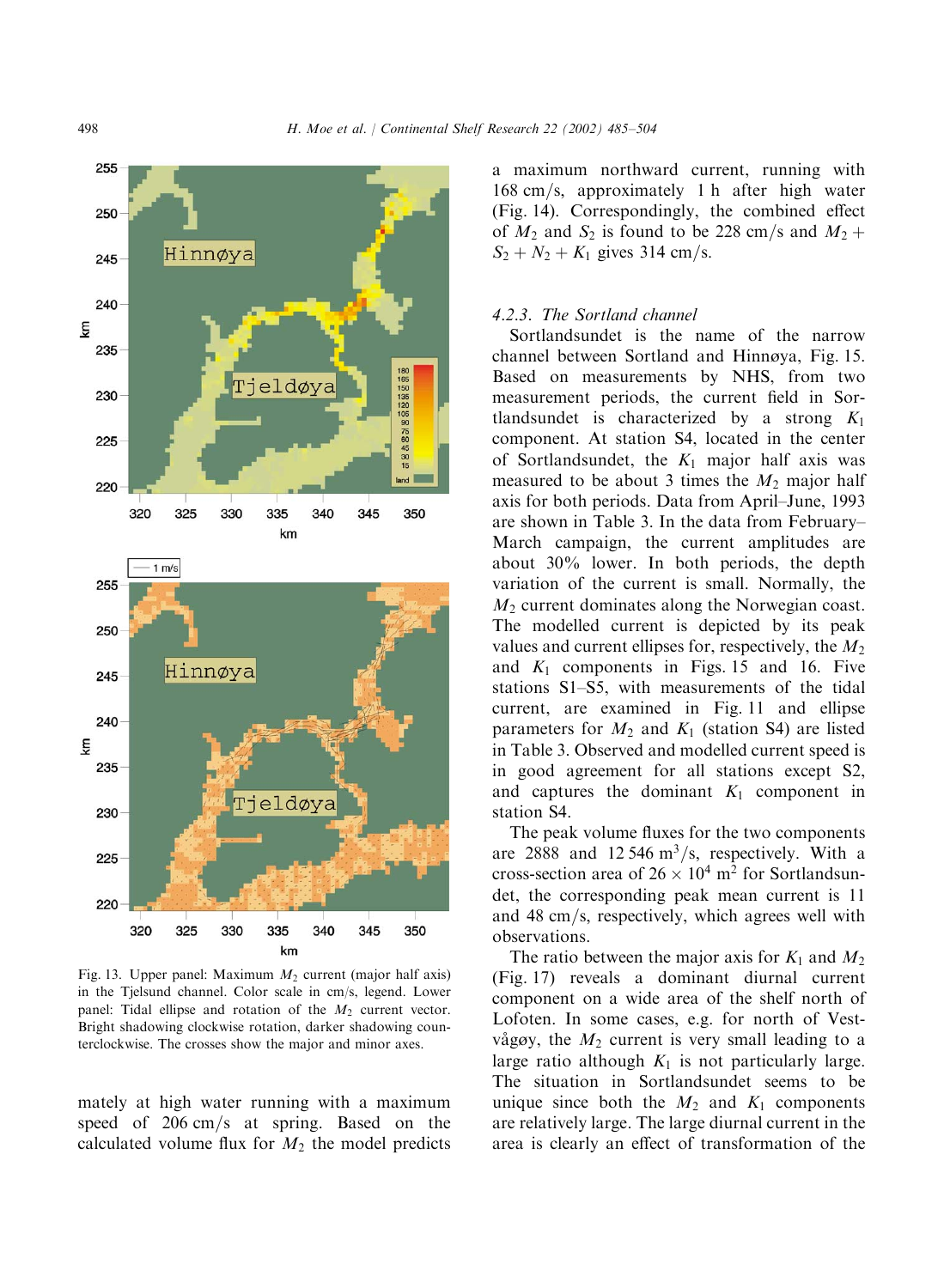Fig. 13. Upper panel: Maximum $M_2$ current (major half axis) in the Tjelsund channel. Color scale in cm/s, legend. Lower panel: Tidal ellipse and rotation of the $M_2$ current vector. Bright shadowing clockwise rotation, darker shadowing counterclockwise. The crosses show the major and minor axes.

mately at high water running with a maximum speed of 206 cm/s at spring. Based on the calculated volume flux for $M_2$ the model predicts a maximum northward current, running with 168 cm/s, approximately 1 h after high water (Fig. 14). Correspondingly, the combined effect of $M_2$ and $S_2$ is found to be 228 cm/s and $M_2 + S_2 + N_2 + K_1$ gives 314 cm/s.

#### 4.2.3. The Sortland channel

Sortlandsundet is the name of the narrow channel between Sortland and Hinnøya, Fig. 15. Based on measurements by NHS, from two measurement periods, the current field in Sortlandsundet is characterized by a strong $K_1$ component. At station S4, located in the center of Sortlandsundet, the $K_1$ major half axis was measured to be about 3 times the $M_2$ major half axis for both periods. Data from April–June, 1993 are shown in Table 3. In the data from February–March campaign, the current amplitudes are about 30% lower. In both periods, the depth variation of the current is small. Normally, the $M_2$ current dominates along the Norwegian coast. The modelled current is depicted by its peak values and current ellipses for, respectively, the $M_2$ and $K_1$ components in Figs. 15 and 16. Five stations S1–S5, with measurements of the tidal current, are examined in Fig. 11 and ellipse parameters for $M_2$ and $K_1$ (station S4) are listed in Table 3. Observed and modelled current speed is in good agreement for all stations except S2, and captures the dominant $K_1$ component in station S4.

The peak volume fluxes for the two components are 2888 and 12 546 $m^3/s$, respectively. With a cross-section area of $26 \times 10^4$ $m^2$ for Sortlandsundet, the corresponding peak mean current is 11 and 48 cm/s, respectively, which agrees well with observations.

The ratio between the major axis for $K_1$ and $M_2$ (Fig. 17) reveals a dominant diurnal current component on a wide area of the shelf north of Lofoten. In some cases, e.g. for north of Vestvågøy, the $M_2$ current is very small leading to a large ratio although $K_1$ is not particularly large. The situation in Sortlandsundet seems to be unique since both the $M_2$ and $K_1$ components are relatively large. The large diurnal current in the area is clearly an effect of transformation of the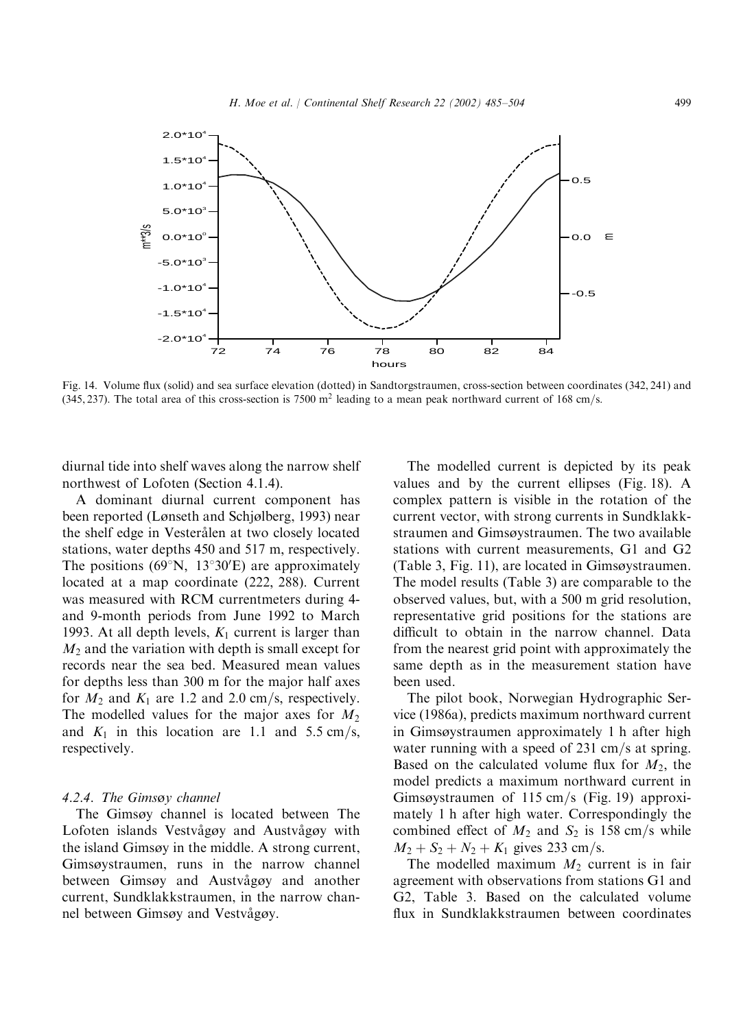Fig. 14. Volume flux (solid) and sea surface elevation (dotted) in Sandtorgstraumen, cross-section between coordinates (342, 241) and (345, 237). The total area of this cross-section is 7500 m$^2$ leading to a mean peak northward current of 168 cm/s.

diurnal tide into shelf waves along the narrow shelf northwest of Lofoten (Section 4.1.4).

A dominant diurnal current component has been reported (Lønseth and Schjølberg, 1993) near the shelf edge in Vesterålen at two closely located stations, water depths 450 and 517 m, respectively. The positions (69°N, 13°30′E) are approximately located at a map coordinate (222, 288). Current was measured with RCM currentmeters during 4- and 9-month periods from June 1992 to March 1993. At all depth levels, $K_1$ current is larger than $M_2$ and the variation with depth is small except for records near the sea bed. Measured mean values for depths less than 300 m for the major half axes for $M_2$ and $K_1$ are 1.2 and 2.0 cm/s, respectively. The modelled values for the major axes for $M_2$ and $K_1$ in this location are 1.1 and 5.5 cm/s, respectively.

#### 4.2.4. The Gimsøy channel

The Gimsøy channel is located between The Lofoten islands Vestvågøy and Austvågøy with the island Gimsøy in the middle. A strong current, Gimsøystraumen, runs in the narrow channel between Gimsøy and Austvågøy and another current, Sundklakkstraumen, in the narrow channel between Gimsøy and Vestvågøy.

The modelled current is depicted by its peak values and by the current ellipses (Fig. 18). A complex pattern is visible in the rotation of the current vector, with strong currents in Sundklakkstraumen and Gimsøystraumen. The two available stations with current measurements, G1 and G2 (Table 3, Fig. 11), are located in Gimsøystraumen. The model results (Table 3) are comparable to the observed values, but, with a 500 m grid resolution, representative grid positions for the stations are difficult to obtain in the narrow channel. Data from the nearest grid point with approximately the same depth as in the measurement station have been used.

The pilot book, Norwegian Hydrographic Service (1986a), predicts maximum northward current in Gimsøystraumen approximately 1 h after high water running with a speed of 231 cm/s at spring. Based on the calculated volume flux for $M_2$, the model predicts a maximum northward current in Gimsøystraumen of 115 cm/s (Fig. 19) approximately 1 h after high water. Correspondingly the combined effect of $M_2$ and $S_2$ is 158 cm/s while $M_2 + S_2 + N_2 + K_1$ gives 233 cm/s.

The modelled maximum $M_2$ current is in fair agreement with observations from stations G1 and G2, Table 3. Based on the calculated volume flux in Sundklakkstraumen between coordinates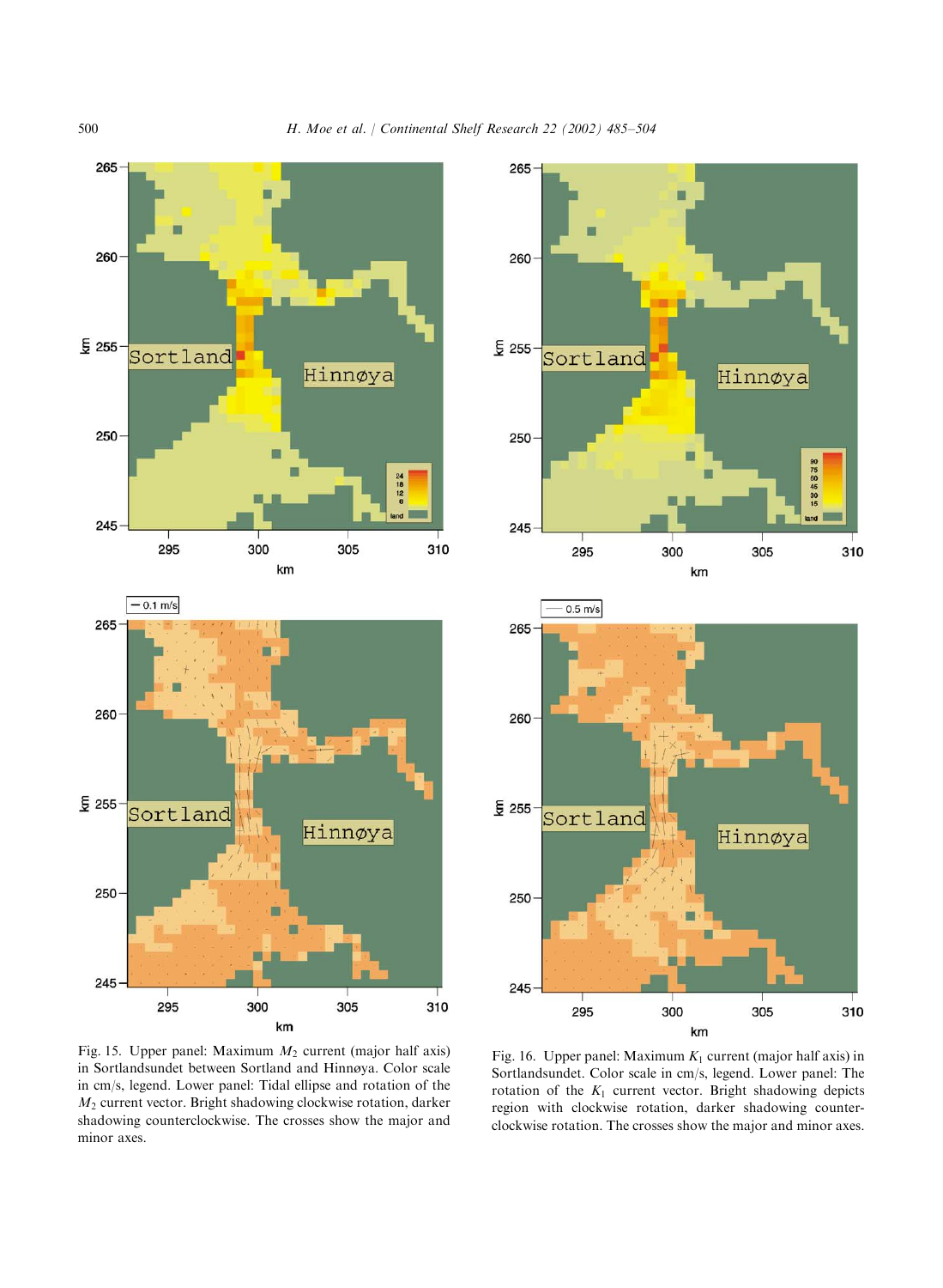Fig. 15. Upper panel: Maximum $M_2$ current (major half axis) in Sortlandsundet between Sortland and Hinnøya. Color scale in cm/s, legend. Lower panel: Tidal ellipse and rotation of the $M_2$ current vector. Bright shadowing clockwise rotation, darker shadowing counterclockwise. The crosses show the major and minor axes.

Fig. 16. Upper panel: Maximum $K_1$ current (major half axis) in Sortlandsundet. Color scale in cm/s, legend. Lower panel: The rotation of the $K_1$ current vector. Bright shadowing depicts region with clockwise rotation, darker shadowing counterclockwise rotation. The crosses show the major and minor axes.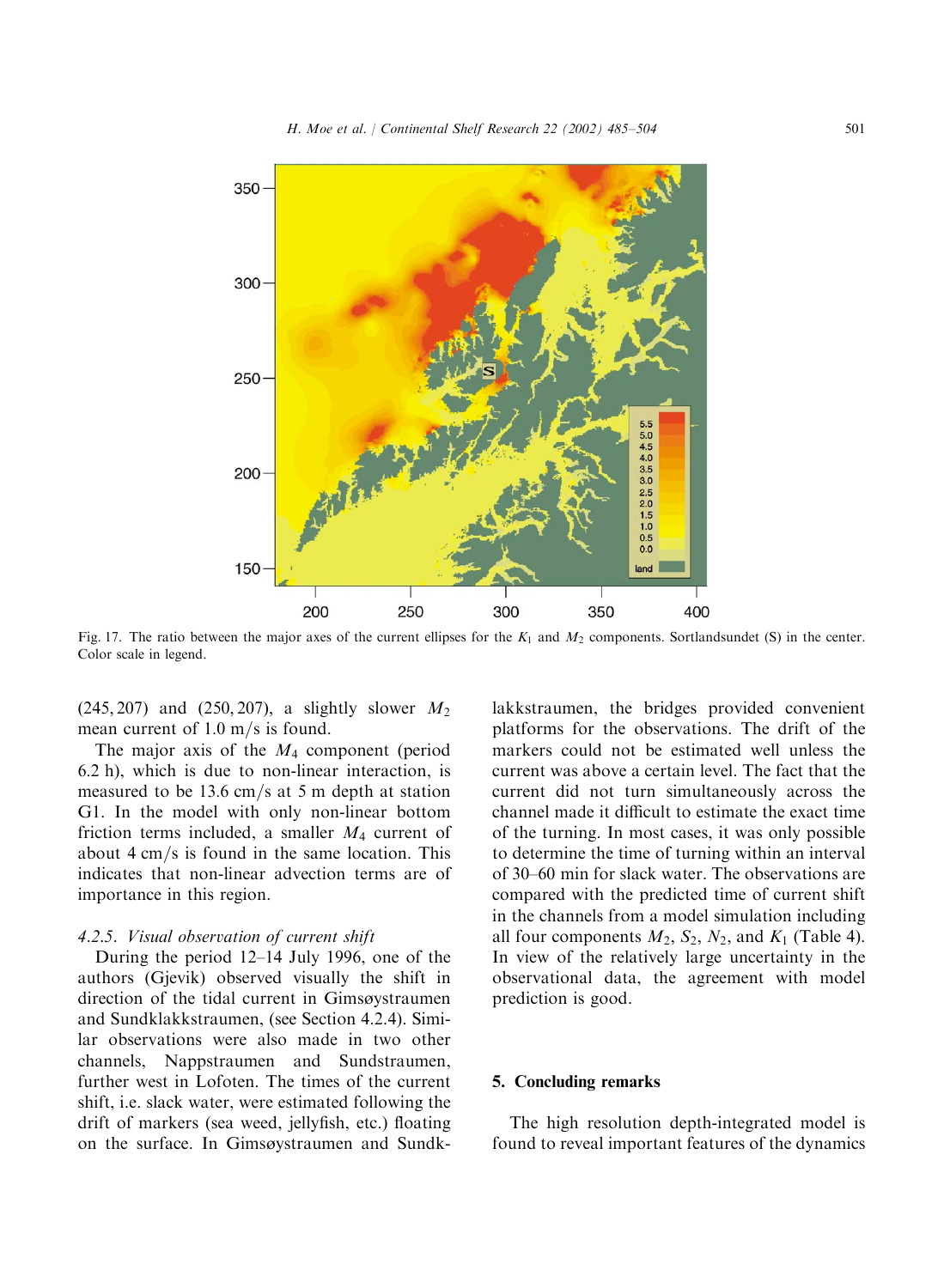Fig. 17. The ratio between the major axes of the current ellipses for the $K_1$ and $M_2$ components. Sortlandsundet (S) in the center. Color scale in legend.

(245, 207) and (250, 207), a slightly slower $M_2$ mean current of 1.0 m/s is found.

The major axis of the $M_4$ component (period 6.2 h), which is due to non-linear interaction, is measured to be 13.6 cm/s at 5 m depth at station G1. In the model with only non-linear bottom friction terms included, a smaller $M_4$ current of about 4 cm/s is found in the same location. This indicates that non-linear advection terms are of importance in this region.

#### 4.2.5. *Visual observation of current shift*

During the period 12–14 July 1996, one of the authors (Gjevik) observed visually the shift in direction of the tidal current in Gimsøystraumen and Sundklakkstraumen, (see Section 4.2.4). Similar observations were also made in two other channels, Nappstraumen and Sundstraumen, further west in Lofoten. The times of the current shift, i.e. slack water, were estimated following the drift of markers (sea weed, jellyfish, etc.) floating on the surface. In Gimsøystraumen and Sundklakkstraumen, the bridges provided convenient platforms for the observations. The drift of the markers could not be estimated well unless the current was above a certain level. The fact that the current did not turn simultaneously across the channel made it difficult to estimate the exact time of the turning. In most cases, it was only possible to determine the time of turning within an interval of 30–60 min for slack water. The observations are compared with the predicted time of current shift in the channels from a model simulation including all four components $M_2$, $S_2$, $N_2$, and $K_1$ (Table 4). In view of the relatively large uncertainty in the observational data, the agreement with model prediction is good.

## 5. Concluding remarks

The high resolution depth-integrated model is found to reveal important features of the dynamics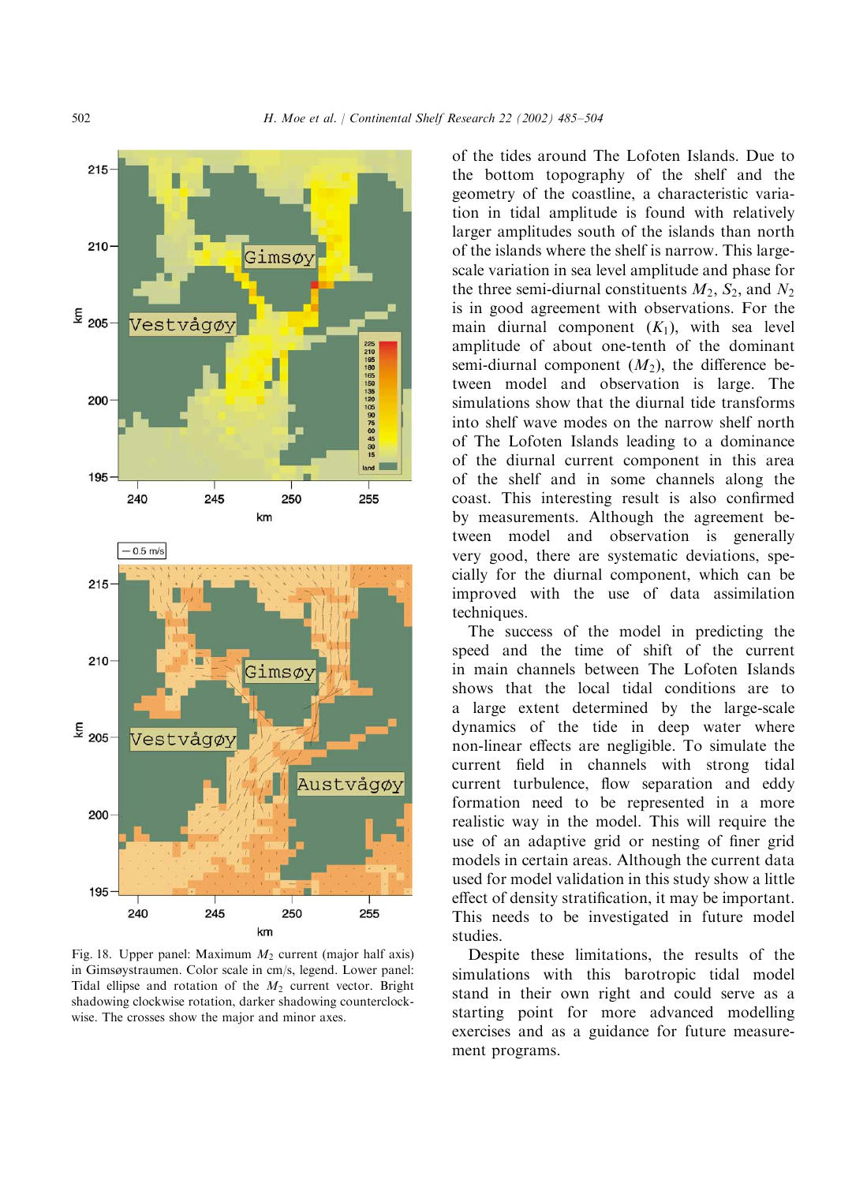Fig. 18. Upper panel: Maximum $M_2$ current (major half axis) in Gimsøystraumen. Color scale in cm/s, legend. Lower panel: Tidal ellipse and rotation of the $M_2$ current vector. Bright shadowing clockwise rotation, darker shadowing counterclockwise. The crosses show the major and minor axes.

of the tides around The Lofoten Islands. Due to the bottom topography of the shelf and the geometry of the coastline, a characteristic variation in tidal amplitude is found with relatively larger amplitudes south of the islands than north of the islands where the shelf is narrow. This large-scale variation in sea level amplitude and phase for the three semi-diurnal constituents $M_2$, $S_2$, and $N_2$ is in good agreement with observations. For the main diurnal component ($K_1$), with sea level amplitude of about one-tenth of the dominant semi-diurnal component ($M_2$), the difference between model and observation is large. The simulations show that the diurnal tide transforms into shelf wave modes on the narrow shelf north of The Lofoten Islands leading to a dominance of the diurnal current component in this area of the shelf and in some channels along the coast. This interesting result is also confirmed by measurements. Although the agreement between model and observation is generally very good, there are systematic deviations, specially for the diurnal component, which can be improved with the use of data assimilation techniques.

The success of the model in predicting the speed and the time of shift of the current in main channels between The Lofoten Islands shows that the local tidal conditions are to a large extent determined by the large-scale dynamics of the tide in deep water where non-linear effects are negligible. To simulate the current field in channels with strong tidal current turbulence, flow separation and eddy formation need to be represented in a more realistic way in the model. This will require the use of an adaptive grid or nesting of finer grid models in certain areas. Although the current data used for model validation in this study show a little effect of density stratification, it may be important. This needs to be investigated in future model studies.

Despite these limitations, the results of the simulations with this barotropic tidal model stand in their own right and could serve as a starting point for more advanced modelling exercises and as a guidance for future measurement programs.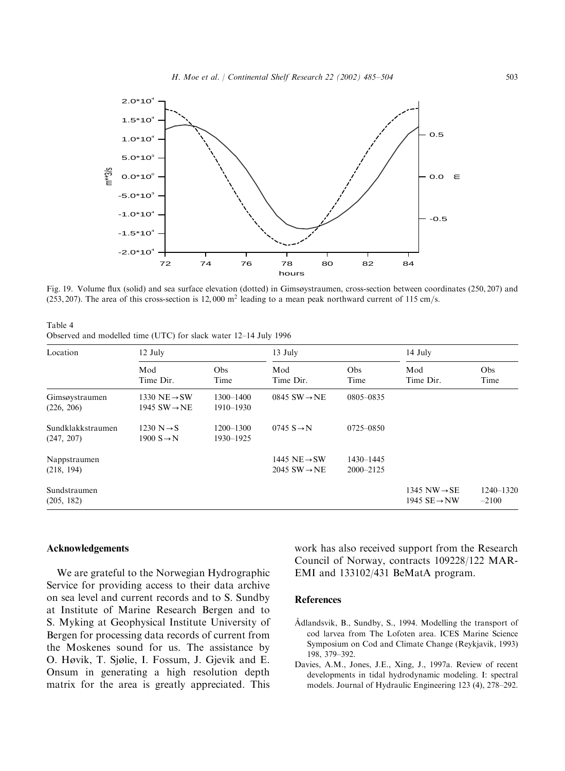Fig. 19. Volume flux (solid) and sea surface elevation (dotted) in Gimsøystraumen, cross-section between coordinates (250, 207) and (253, 207). The area of this cross-section is 12,000 m$^2$ leading to a mean peak northward current of 115 cm/s.

Table 4
Observed and modelled time (UTC) for slack water 12–14 July 1996

| Location | 12 July | | 13 July | | 14 July | |
|---|---|---|---|---|---|---|
| | Mod Time Dir. | Obs Time | Mod Time Dir. | Obs Time | Mod Time Dir. | Obs Time |
| Gimsøystraumen (226, 206) | 1330 NE→SW<br>1945 SW→NE | 1300–1400<br>1910–1930 | 0845 SW→NE | 0805–0835 | | |
| Sundklakkstraumen (247, 207) | 1230 N→S<br>1900 S→N | 1200–1300<br>1930–1925 | 0745 S→N | 0725–0850 | | |
| Nappstraumen (218, 194) | | | 1445 NE→SW<br>2045 SW→NE | 1430–1445<br>2000–2125 | | |
| Sundstraumen (205, 182) | | | | | 1345 NW→SE<br>1945 SE→NW | 1240–1320<br>–2100 |

## Acknowledgements

We are grateful to the Norwegian Hydrographic Service for providing access to their data archive on sea level and current records and to S. Sundby at Institute of Marine Research Bergen and to S. Myking at Geophysical Institute University of Bergen for processing data records of current from the Moskenes sound for us. The assistance by O. Høvik, T. Sjølie, I. Fossum, J. Gjevik and E. Onsum in generating a high resolution depth matrix for the area is greatly appreciated. This work has also received support from the Research Council of Norway, contracts 109228/122 MAR-EMI and 133102/431 BeMatA program.

## References

Ådlandsvik, B., Sundby, S., 1994. Modelling the transport of cod larvea from The Lofoten area. ICES Marine Science Symposium on Cod and Climate Change (Reykjavik, 1993) 198, 379–392.

Davies, A.M., Jones, J.E., Xing, J., 1997a. Review of recent developments in tidal hydrodynamic modeling. I: spectral models. Journal of Hydraulic Engineering 123 (4), 278–292.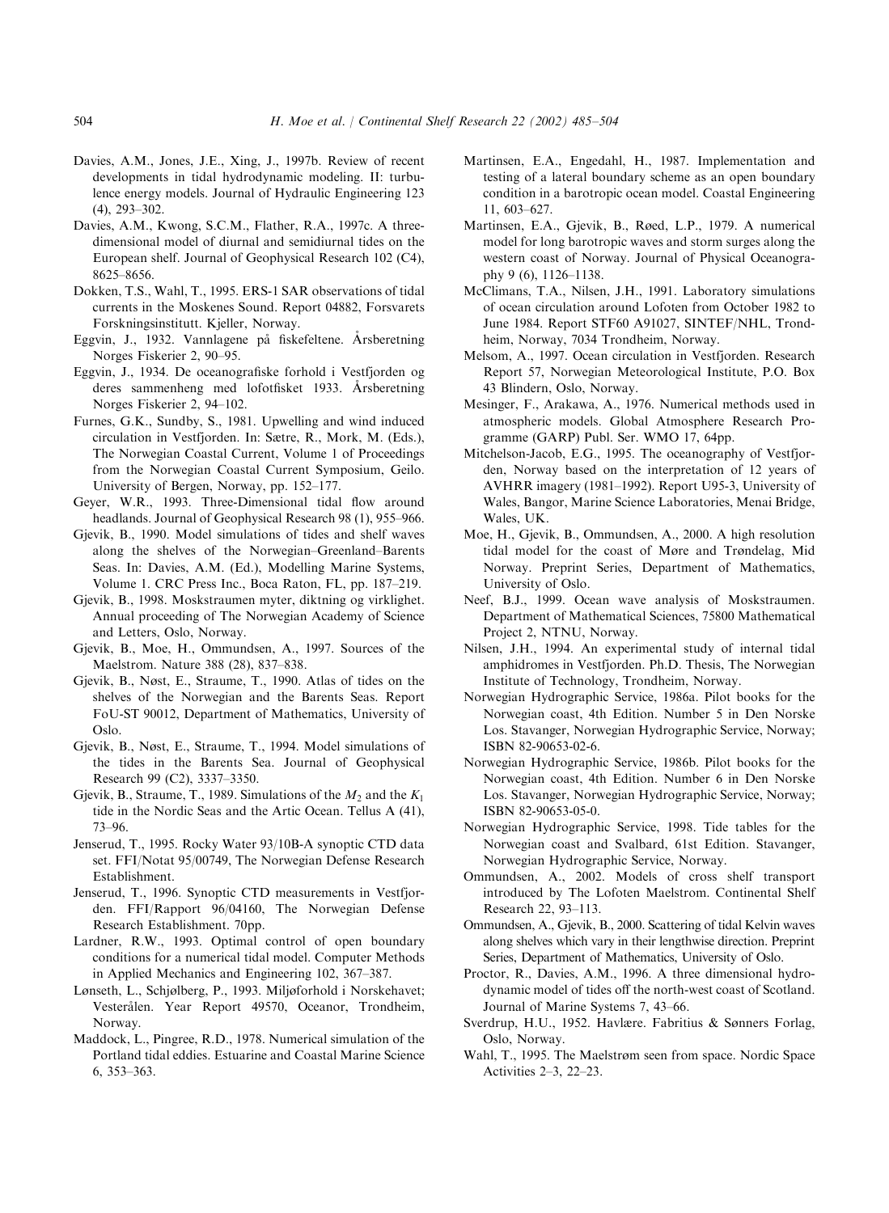Davies, A.M., Jones, J.E., Xing, J., 1997b. Review of recent developments in tidal hydrodynamic modeling. II: turbulence energy models. Journal of Hydraulic Engineering 123 (4), 293–302.

Davies, A.M., Kwong, S.C.M., Flather, R.A., 1997c. A three-dimensional model of diurnal and semidiurnal tides on the European shelf. Journal of Geophysical Research 102 (C4), 8625–8656.

Dokken, T.S., Wahl, T., 1995. ERS-1 SAR observations of tidal currents in the Moskenes Sound. Report 04882, Forsvarets Forskningsinstitutt. Kjeller, Norway.

Eggvin, J., 1932. Vannlagene på fiskefeltene. Årsberetning Norges Fiskerier 2, 90–95.

Eggvin, J., 1934. De oceanografiske forhold i Vestfjorden og deres sammenheng med lofotfisket 1933. Årsberetning Norges Fiskerier 2, 94–102.

Furnes, G.K., Sundby, S., 1981. Upwelling and wind induced circulation in Vestfjorden. In: Sætre, R., Mork, M. (Eds.), The Norwegian Coastal Current, Volume 1 of Proceedings from the Norwegian Coastal Current Symposium, Geilo. University of Bergen, Norway, pp. 152–177.

Geyer, W.R., 1993. Three-Dimensional tidal flow around headlands. Journal of Geophysical Research 98 (1), 955–966.

Gjevik, B., 1990. Model simulations of tides and shelf waves along the shelves of the Norwegian–Greenland–Barents Seas. In: Davies, A.M. (Ed.), Modelling Marine Systems, Volume 1. CRC Press Inc., Boca Raton, FL, pp. 187–219.

Gjevik, B., 1998. Moskstraumen myter, diktning og virklighet. Annual proceeding of The Norwegian Academy of Science and Letters, Oslo, Norway.

Gjevik, B., Moe, H., Ommundsen, A., 1997. Sources of the Maelstrom. Nature 388 (28), 837–838.

Gjevik, B., Nøst, E., Straume, T., 1990. Atlas of tides on the shelves of the Norwegian and the Barents Seas. Report FoU-ST 90012, Department of Mathematics, University of Oslo.

Gjevik, B., Nøst, E., Straume, T., 1994. Model simulations of the tides in the Barents Sea. Journal of Geophysical Research 99 (C2), 3337–3350.

Gjevik, B., Straume, T., 1989. Simulations of the $M_2$ and the $K_1$ tide in the Nordic Seas and the Artic Ocean. Tellus A (41), 73–96.

Jenserud, T., 1995. Rocky Water 93/10B-A synoptic CTD data set. FFI/Notat 95/00749, The Norwegian Defense Research Establishment.

Jenserud, T., 1996. Synoptic CTD measurements in Vestfjorden. FFI/Rapport 96/04160, The Norwegian Defense Research Establishment. 70pp.

Lardner, R.W., 1993. Optimal control of open boundary conditions for a numerical tidal model. Computer Methods in Applied Mechanics and Engineering 102, 367–387.

Lønseth, L., Schjølberg, P., 1993. Miljøforhold i Norskehavet; Vesterålen. Year Report 49570, Oceanor, Trondheim, Norway.

Maddock, L., Pingree, R.D., 1978. Numerical simulation of the Portland tidal eddies. Estuarine and Coastal Marine Science 6, 353–363.

Martinsen, E.A., Engedahl, H., 1987. Implementation and testing of a lateral boundary scheme as an open boundary condition in a barotropic ocean model. Coastal Engineering 11, 603–627.

Martinsen, E.A., Gjevik, B., Røed, L.P., 1979. A numerical model for long barotropic waves and storm surges along the western coast of Norway. Journal of Physical Oceanography 9 (6), 1126–1138.

McClimans, T.A., Nilsen, J.H., 1991. Laboratory simulations of ocean circulation around Lofoten from October 1982 to June 1984. Report STF60 A91027, SINTEF/NHL, Trondheim, Norway, 7034 Trondheim, Norway.

Melsom, A., 1997. Ocean circulation in Vestfjorden. Research Report 57, Norwegian Meteorological Institute, P.O. Box 43 Blindern, Oslo, Norway.

Mesinger, F., Arakawa, A., 1976. Numerical methods used in atmospheric models. Global Atmosphere Research Programme (GARP) Publ. Ser. WMO 17, 64pp.

Mitchelson-Jacob, E.G., 1995. The oceanography of Vestfjorden, Norway based on the interpretation of 12 years of AVHRR imagery (1981–1992). Report U95-3, University of Wales, Bangor, Marine Science Laboratories, Menai Bridge, Wales, UK.

Moe, H., Gjevik, B., Ommundsen, A., 2000. A high resolution tidal model for the coast of Møre and Trøndelag, Mid Norway. Preprint Series, Department of Mathematics, University of Oslo.

Neef, B.J., 1999. Ocean wave analysis of Moskstraumen. Department of Mathematical Sciences, 75800 Mathematical Project 2, NTNU, Norway.

Nilsen, J.H., 1994. An experimental study of internal tidal amphidromes in Vestfjorden. Ph.D. Thesis, The Norwegian Institute of Technology, Trondheim, Norway.

Norwegian Hydrographic Service, 1986a. Pilot books for the Norwegian coast, 4th Edition. Number 5 in Den Norske Los. Stavanger, Norwegian Hydrographic Service, Norway; ISBN 82-90653-02-6.

Norwegian Hydrographic Service, 1986b. Pilot books for the Norwegian coast, 4th Edition. Number 6 in Den Norske Los. Stavanger, Norwegian Hydrographic Service, Norway; ISBN 82-90653-05-0.

Norwegian Hydrographic Service, 1998. Tide tables for the Norwegian coast and Svalbard, 61st Edition. Stavanger, Norwegian Hydrographic Service, Norway.

Ommundsen, A., 2002. Models of cross shelf transport introduced by The Lofoten Maelstrom. Continental Shelf Research 22, 93–113.

Ommundsen, A., Gjevik, B., 2000. Scattering of tidal Kelvin waves along shelves which vary in their lengthwise direction. Preprint Series, Department of Mathematics, University of Oslo.

Proctor, R., Davies, A.M., 1996. A three dimensional hydrodynamic model of tides off the north-west coast of Scotland. Journal of Marine Systems 7, 43–66.

Sverdrup, H.U., 1952. Havlære. Fabritius & Sønners Forlag, Oslo, Norway.

Wahl, T., 1995. The Maelstrøm seen from space. Nordic Space Activities 2–3, 22–23.